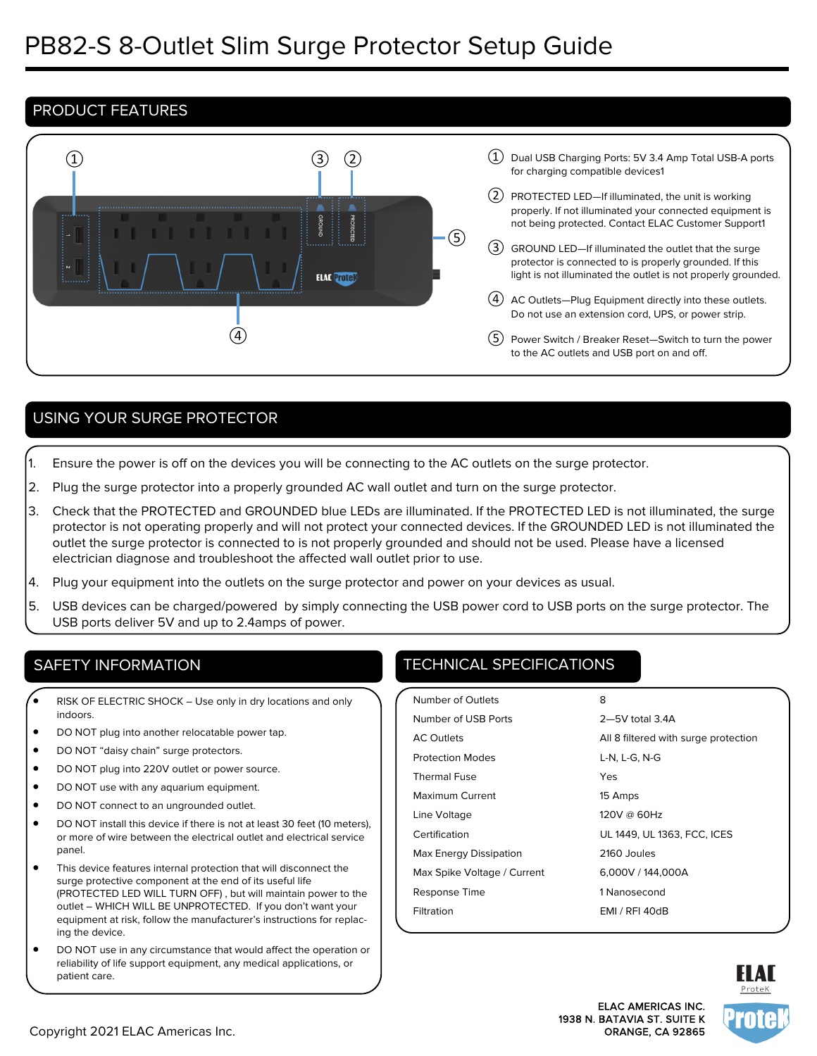# PB82-S 8-Outlet Slim Surge Protector Setup Guide

## PRODUCT FEATURES

1. Dual USB Charging Ports: 5V 3.4 Amp Total USB-A ports for charging compatible devices1
2. PROTECTED LED—If illuminated, the unit is working properly. If not illuminated your connected equipment is not being protected. Contact ELAC Customer Support1
3. GROUND LED—If illuminated the outlet that the surge protector is connected to is properly grounded. If this light is not illuminated the outlet is not properly grounded.
4. AC Outlets—Plug Equipment directly into these outlets. Do not use an extension cord, UPS, or power strip.
5. Power Switch / Breaker Reset—Switch to turn the power to the AC outlets and USB port on and off.

## USING YOUR SURGE PROTECTOR

1. Ensure the power is off on the devices you will be connecting to the AC outlets on the surge protector.
2. Plug the surge protector into a properly grounded AC wall outlet and turn on the surge protector.
3. Check that the PROTECTED and GROUNDED blue LEDs are illuminated. If the PROTECTED LED is not illuminated, the surge protector is not operating properly and will not protect your connected devices. If the GROUNDED LED is not illuminated the outlet the surge protector is connected to is not properly grounded and should not be used. Please have a licensed electrician diagnose and troubleshoot the affected wall outlet prior to use.
4. Plug your equipment into the outlets on the surge protector and power on your devices as usual.
5. USB devices can be charged/powered by simply connecting the USB power cord to USB ports on the surge protector. The USB ports deliver 5V and up to 2.4amps of power.

## SAFETY INFORMATION

- RISK OF ELECTRIC SHOCK – Use only in dry locations and only indoors.
- DO NOT plug into another relocatable power tap.
- DO NOT "daisy chain" surge protectors.
- DO NOT plug into 220V outlet or power source.
- DO NOT use with any aquarium equipment.
- DO NOT connect to an ungrounded outlet.
- DO NOT install this device if there is not at least 30 feet (10 meters), or more of wire between the electrical outlet and electrical service panel.
- This device features internal protection that will disconnect the surge protective component at the end of its useful life (PROTECTED LED WILL TURN OFF) , but will maintain power to the outlet – WHICH WILL BE UNPROTECTED. If you don't want your equipment at risk, follow the manufacturer's instructions for replacing the device.
- DO NOT use in any circumstance that would affect the operation or reliability of life support equipment, any medical applications, or patient care.

## TECHNICAL SPECIFICATIONS

| | |
|---|---|
| Number of Outlets | 8 |
| Number of USB Ports | 2—5V total 3.4A |
| AC Outlets | All 8 filtered with surge protection |
| Protection Modes | L-N, L-G, N-G |
| Thermal Fuse | Yes |
| Maximum Current | 15 Amps |
| Line Voltage | 120V @ 60Hz |
| Certification | UL 1449, UL 1363, FCC, ICES |
| Max Energy Dissipation | 2160 Joules |
| Max Spike Voltage / Current | 6,000V / 144,000A |
| Response Time | 1 Nanosecond |
| Filtration | EMI / RFI 40dB |

ELAC AMERICAS INC.
1938 N. BATAVIA ST. SUITE K
ORANGE, CA 92865

Copyright 2021 ELAC Americas Inc.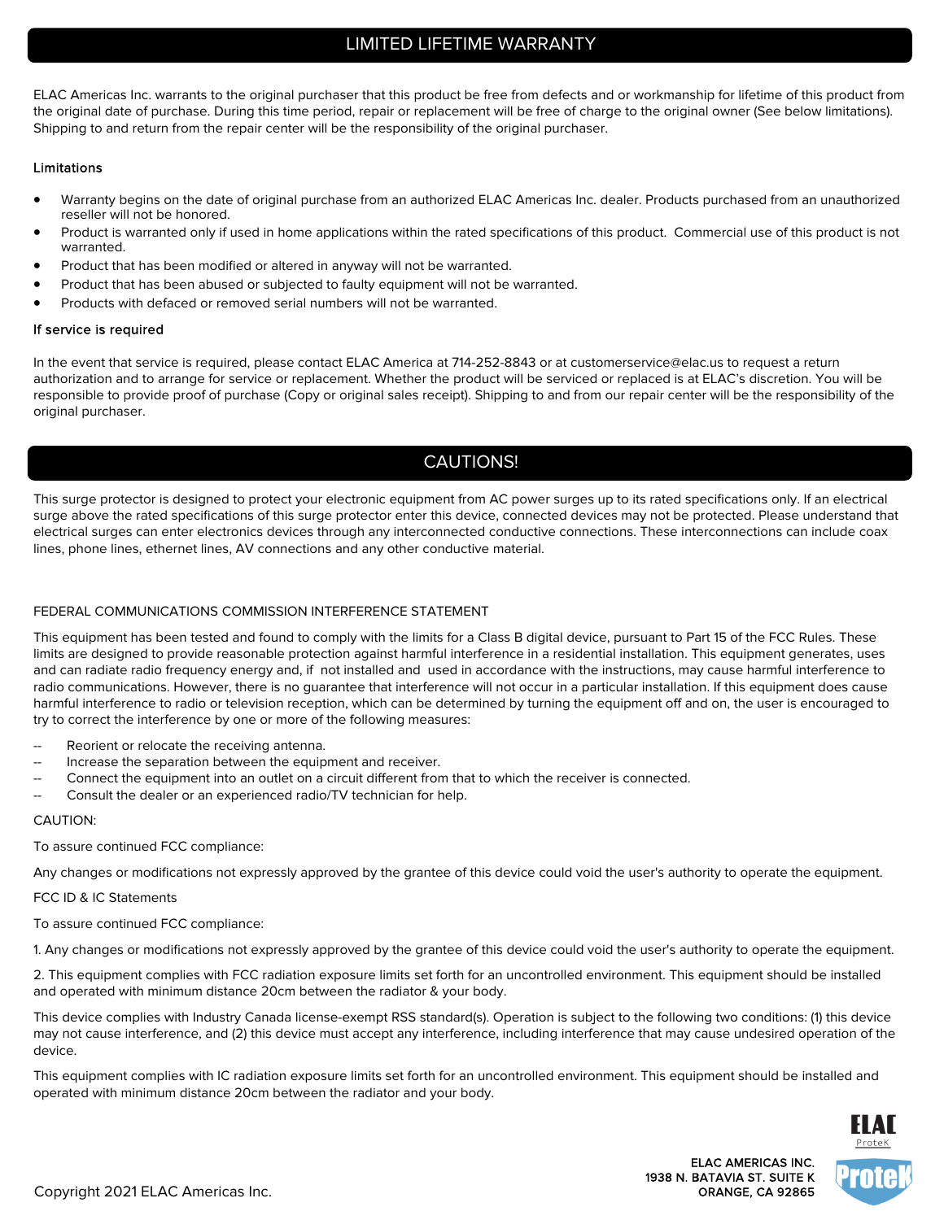## LIMITED LIFETIME WARRANTY

ELAC Americas Inc. warrants to the original purchaser that this product be free from defects and or workmanship for lifetime of this product from the original date of purchase. During this time period, repair or replacement will be free of charge to the original owner (See below limitations). Shipping to and return from the repair center will be the responsibility of the original purchaser.

### Limitations

- Warranty begins on the date of original purchase from an authorized ELAC Americas Inc. dealer. Products purchased from an unauthorized reseller will not be honored.
- Product is warranted only if used in home applications within the rated specifications of this product. Commercial use of this product is not warranted.
- Product that has been modified or altered in anyway will not be warranted.
- Product that has been abused or subjected to faulty equipment will not be warranted.
- Products with defaced or removed serial numbers will not be warranted.

### If service is required

In the event that service is required, please contact ELAC America at 714-252-8843 or at customerservice@elac.us to request a return authorization and to arrange for service or replacement. Whether the product will be serviced or replaced is at ELAC's discretion. You will be responsible to provide proof of purchase (Copy or original sales receipt). Shipping to and from our repair center will be the responsibility of the original purchaser.

## CAUTIONS!

This surge protector is designed to protect your electronic equipment from AC power surges up to its rated specifications only. If an electrical surge above the rated specifications of this surge protector enter this device, connected devices may not be protected. Please understand that electrical surges can enter electronics devices through any interconnected conductive connections. These interconnections can include coax lines, phone lines, ethernet lines, AV connections and any other conductive material.

FEDERAL COMMUNICATIONS COMMISSION INTERFERENCE STATEMENT

This equipment has been tested and found to comply with the limits for a Class B digital device, pursuant to Part 15 of the FCC Rules. These limits are designed to provide reasonable protection against harmful interference in a residential installation. This equipment generates, uses and can radiate radio frequency energy and, if not installed and used in accordance with the instructions, may cause harmful interference to radio communications. However, there is no guarantee that interference will not occur in a particular installation. If this equipment does cause harmful interference to radio or television reception, which can be determined by turning the equipment off and on, the user is encouraged to try to correct the interference by one or more of the following measures:

-- Reorient or relocate the receiving antenna.
-- Increase the separation between the equipment and receiver.
-- Connect the equipment into an outlet on a circuit different from that to which the receiver is connected.
-- Consult the dealer or an experienced radio/TV technician for help.

CAUTION:

To assure continued FCC compliance:

Any changes or modifications not expressly approved by the grantee of this device could void the user's authority to operate the equipment.

FCC ID & IC Statements

To assure continued FCC compliance:

1. Any changes or modifications not expressly approved by the grantee of this device could void the user's authority to operate the equipment.

2. This equipment complies with FCC radiation exposure limits set forth for an uncontrolled environment. This equipment should be installed and operated with minimum distance 20cm between the radiator & your body.

This device complies with Industry Canada license-exempt RSS standard(s). Operation is subject to the following two conditions: (1) this device may not cause interference, and (2) this device must accept any interference, including interference that may cause undesired operation of the device.

This equipment complies with IC radiation exposure limits set forth for an uncontrolled environment. This equipment should be installed and operated with minimum distance 20cm between the radiator and your body.

Copyright 2021 ELAC Americas Inc.

**ELAC AMERICAS INC.**
**1938 N. BATAVIA ST. SUITE K**
**ORANGE, CA 92865**